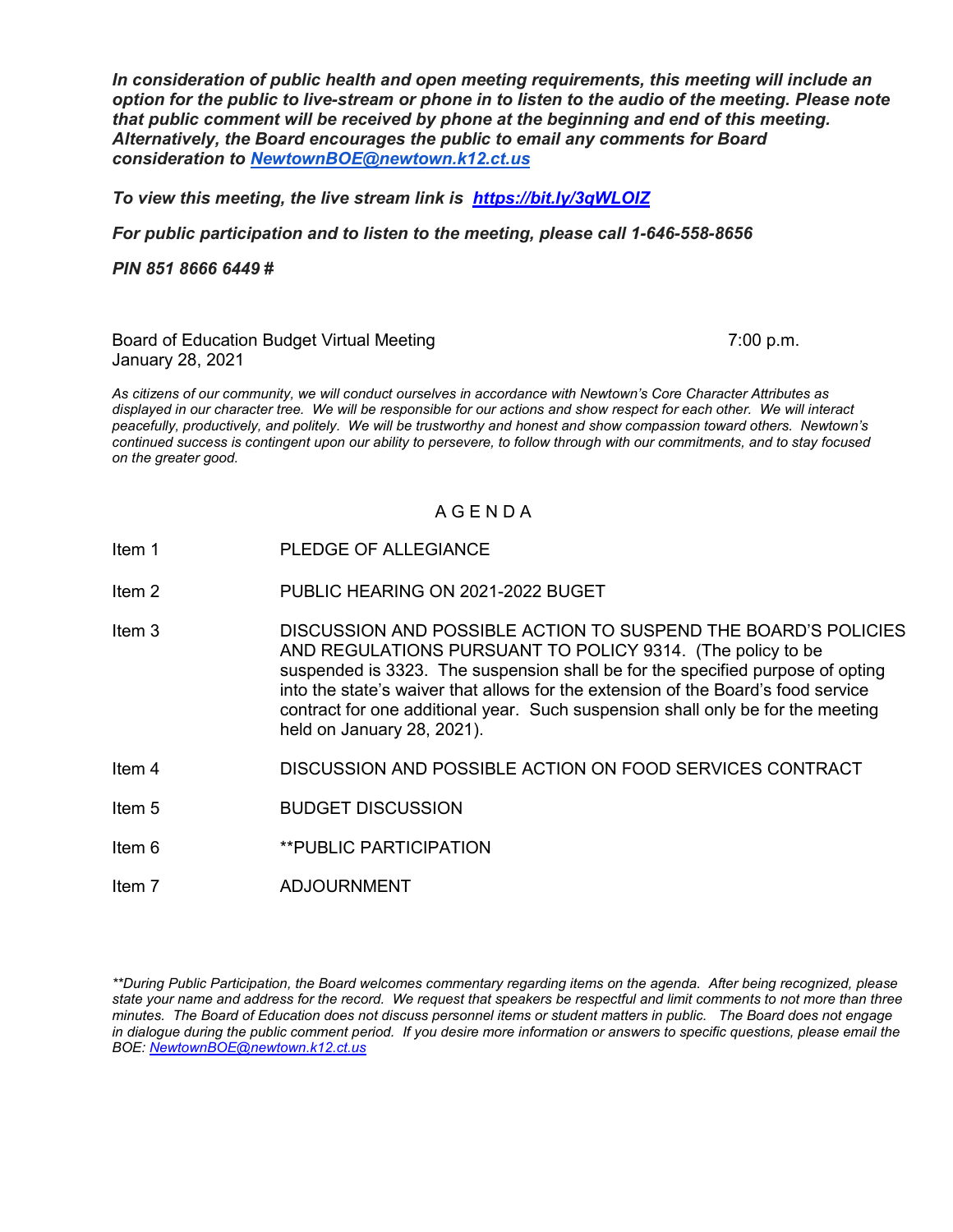***In consideration of public health and open meeting requirements, this meeting will include an option for the public to live-stream or phone in to listen to the audio of the meeting. Please note that public comment will be received by phone at the beginning and end of this meeting. Alternatively, the Board encourages the public to email any comments for Board consideration to [NewtownBOE@newtown.k12.ct.us](mailto:NewtownBOE@newtown.k12.ct.us)***

***To view this meeting, the live stream link is [https://bit.ly/3qWLOIZ](https://bit.ly/3qWLOIZ)***

***For public participation and to listen to the meeting, please call 1-646-558-8656***

***PIN 851 8666 6449 #***

Board of Education Budget Virtual Meeting — 7:00 p.m.
January 28, 2021

*As citizens of our community, we will conduct ourselves in accordance with Newtown's Core Character Attributes as displayed in our character tree. We will be responsible for our actions and show respect for each other. We will interact peacefully, productively, and politely. We will be trustworthy and honest and show compassion toward others. Newtown's continued success is contingent upon our ability to persevere, to follow through with our commitments, and to stay focused on the greater good.*

## A G E N D A

| | |
|---|---|
| Item 1 | PLEDGE OF ALLEGIANCE |
| Item 2 | PUBLIC HEARING ON 2021-2022 BUGET |
| Item 3 | DISCUSSION AND POSSIBLE ACTION TO SUSPEND THE BOARD'S POLICIES AND REGULATIONS PURSUANT TO POLICY 9314. (The policy to be suspended is 3323. The suspension shall be for the specified purpose of opting into the state's waiver that allows for the extension of the Board's food service contract for one additional year. Such suspension shall only be for the meeting held on January 28, 2021). |
| Item 4 | DISCUSSION AND POSSIBLE ACTION ON FOOD SERVICES CONTRACT |
| Item 5 | BUDGET DISCUSSION |
| Item 6 | **PUBLIC PARTICIPATION |
| Item 7 | ADJOURNMENT |

*\*\*During Public Participation, the Board welcomes commentary regarding items on the agenda. After being recognized, please state your name and address for the record. We request that speakers be respectful and limit comments to not more than three minutes. The Board of Education does not discuss personnel items or student matters in public. The Board does not engage in dialogue during the public comment period. If you desire more information or answers to specific questions, please email the BOE: [NewtownBOE@newtown.k12.ct.us](mailto:NewtownBOE@newtown.k12.ct.us)*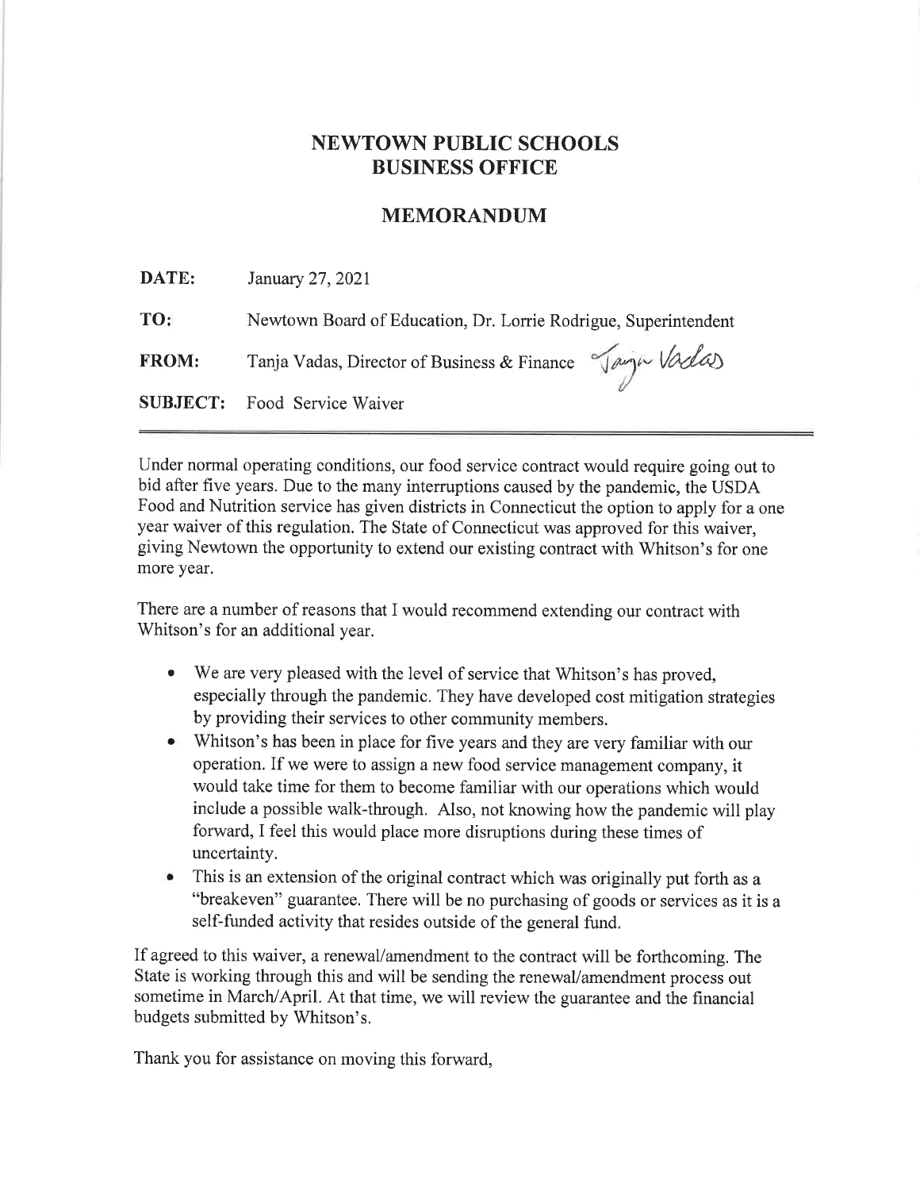# NEWTOWN PUBLIC SCHOOLS
# BUSINESS OFFICE

## MEMORANDUM

**DATE:** January 27, 2021

**TO:** Newtown Board of Education, Dr. Lorrie Rodrigue, Superintendent

**FROM:** Tanja Vadas, Director of Business & Finance *Tanja Vadas*

**SUBJECT:** Food Service Waiver

---

Under normal operating conditions, our food service contract would require going out to bid after five years. Due to the many interruptions caused by the pandemic, the USDA Food and Nutrition service has given districts in Connecticut the option to apply for a one year waiver of this regulation. The State of Connecticut was approved for this waiver, giving Newtown the opportunity to extend our existing contract with Whitson's for one more year.

There are a number of reasons that I would recommend extending our contract with Whitson's for an additional year.

- We are very pleased with the level of service that Whitson's has proved, especially through the pandemic. They have developed cost mitigation strategies by providing their services to other community members.
- Whitson's has been in place for five years and they are very familiar with our operation. If we were to assign a new food service management company, it would take time for them to become familiar with our operations which would include a possible walk-through. Also, not knowing how the pandemic will play forward, I feel this would place more disruptions during these times of uncertainty.
- This is an extension of the original contract which was originally put forth as a "breakeven" guarantee. There will be no purchasing of goods or services as it is a self-funded activity that resides outside of the general fund.

If agreed to this waiver, a renewal/amendment to the contract will be forthcoming. The State is working through this and will be sending the renewal/amendment process out sometime in March/April. At that time, we will review the guarantee and the financial budgets submitted by Whitson's.

Thank you for assistance on moving this forward,